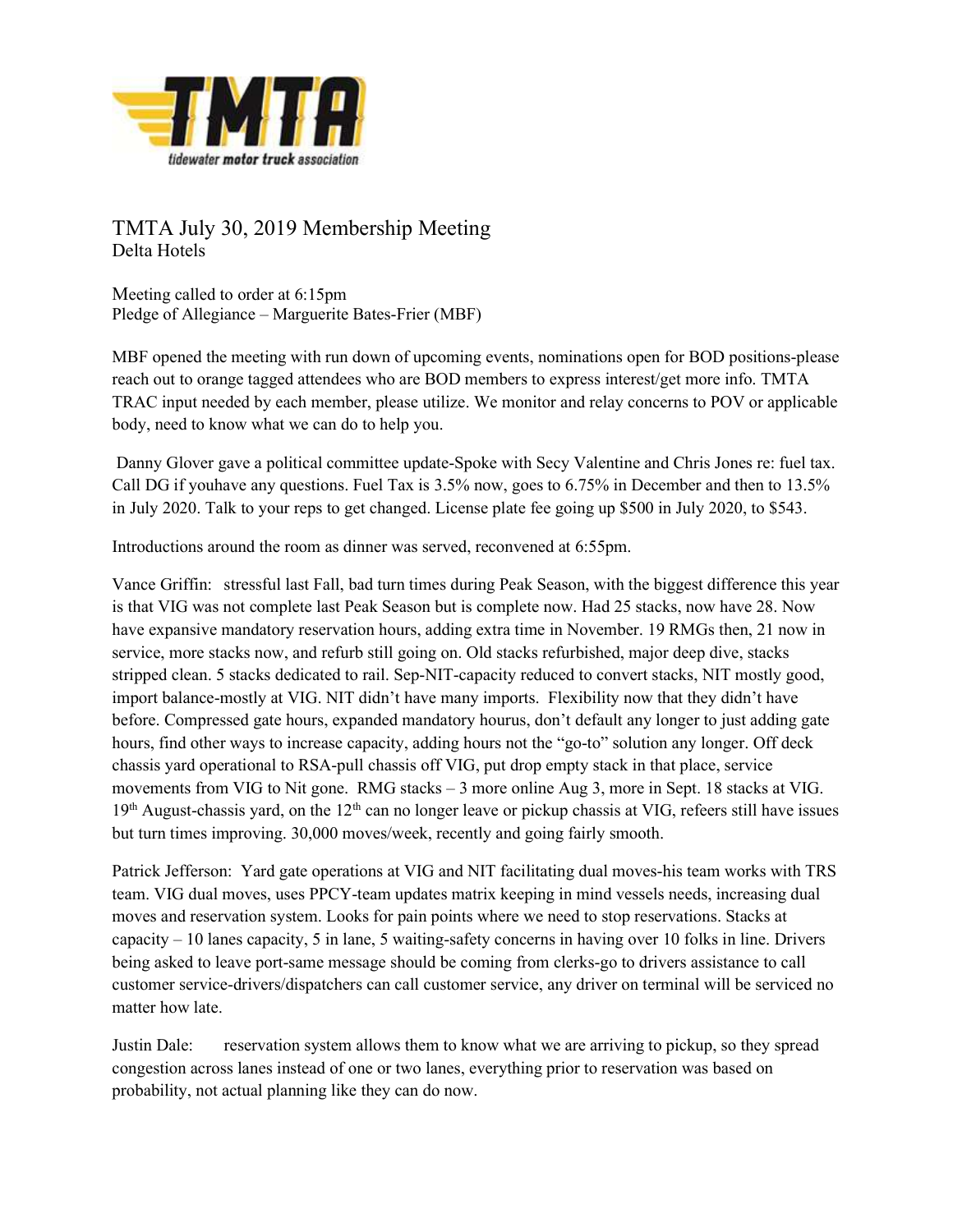# TMTA July 30, 2019 Membership Meeting

Delta Hotels

Meeting called to order at 6:15pm
Pledge of Allegiance – Marguerite Bates-Frier (MBF)

MBF opened the meeting with run down of upcoming events, nominations open for BOD positions-please reach out to orange tagged attendees who are BOD members to express interest/get more info. TMTA TRAC input needed by each member, please utilize. We monitor and relay concerns to POV or applicable body, need to know what we can do to help you.

Danny Glover gave a political committee update-Spoke with Secy Valentine and Chris Jones re: fuel tax. Call DG if youhave any questions. Fuel Tax is 3.5% now, goes to 6.75% in December and then to 13.5% in July 2020. Talk to your reps to get changed. License plate fee going up $500 in July 2020, to $543.

Introductions around the room as dinner was served, reconvened at 6:55pm.

Vance Griffin: stressful last Fall, bad turn times during Peak Season, with the biggest difference this year is that VIG was not complete last Peak Season but is complete now. Had 25 stacks, now have 28. Now have expansive mandatory reservation hours, adding extra time in November. 19 RMGs then, 21 now in service, more stacks now, and refurb still going on. Old stacks refurbished, major deep dive, stacks stripped clean. 5 stacks dedicated to rail. Sep-NIT-capacity reduced to convert stacks, NIT mostly good, import balance-mostly at VIG. NIT didn't have many imports. Flexibility now that they didn't have before. Compressed gate hours, expanded mandatory hourus, don't default any longer to just adding gate hours, find other ways to increase capacity, adding hours not the "go-to" solution any longer. Off deck chassis yard operational to RSA-pull chassis off VIG, put drop empty stack in that place, service movements from VIG to Nit gone. RMG stacks – 3 more online Aug 3, more in Sept. 18 stacks at VIG. 19th August-chassis yard, on the 12th can no longer leave or pickup chassis at VIG, refeers still have issues but turn times improving. 30,000 moves/week, recently and going fairly smooth.

Patrick Jefferson: Yard gate operations at VIG and NIT facilitating dual moves-his team works with TRS team. VIG dual moves, uses PPCY-team updates matrix keeping in mind vessels needs, increasing dual moves and reservation system. Looks for pain points where we need to stop reservations. Stacks at capacity – 10 lanes capacity, 5 in lane, 5 waiting-safety concerns in having over 10 folks in line. Drivers being asked to leave port-same message should be coming from clerks-go to drivers assistance to call customer service-drivers/dispatchers can call customer service, any driver on terminal will be serviced no matter how late.

Justin Dale: reservation system allows them to know what we are arriving to pickup, so they spread congestion across lanes instead of one or two lanes, everything prior to reservation was based on probability, not actual planning like they can do now.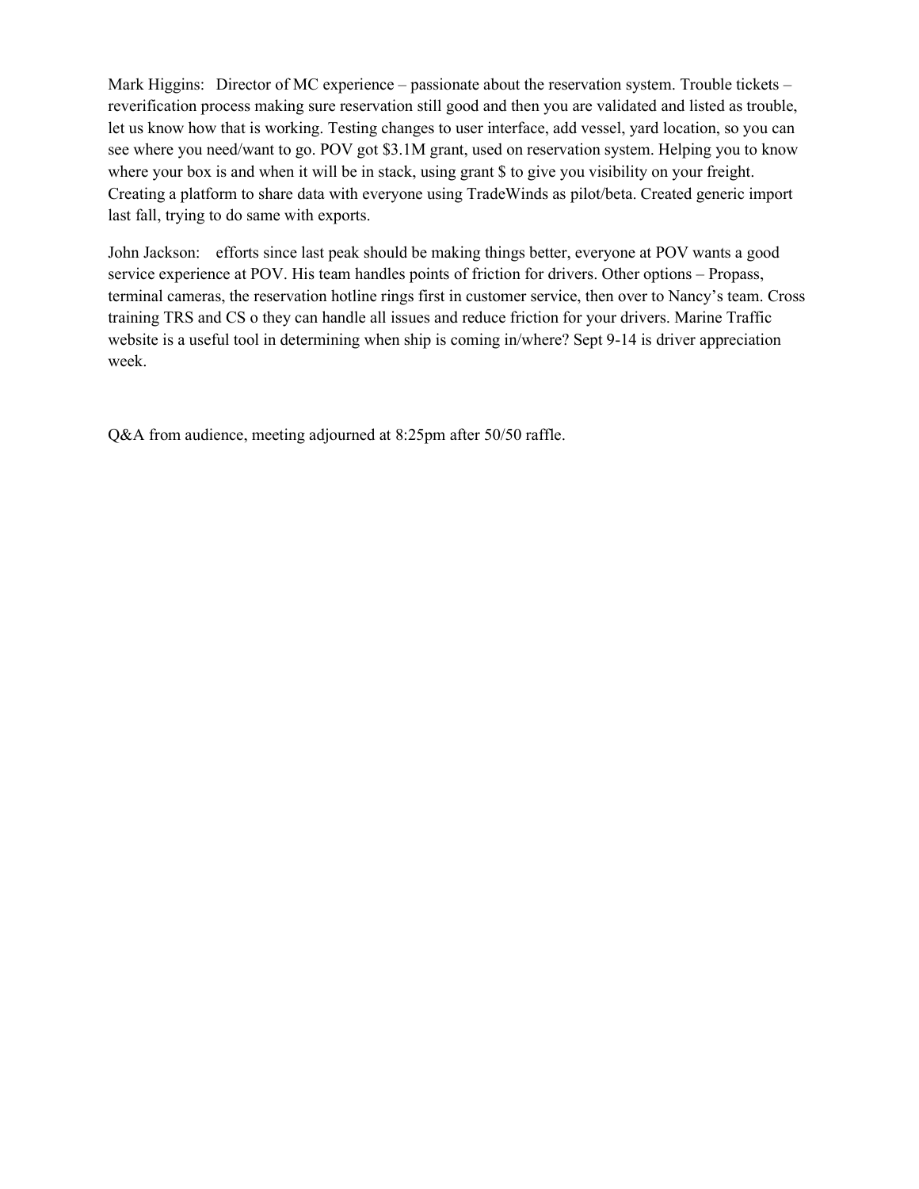Mark Higgins: Director of MC experience – passionate about the reservation system. Trouble tickets – reverification process making sure reservation still good and then you are validated and listed as trouble, let us know how that is working. Testing changes to user interface, add vessel, yard location, so you can see where you need/want to go. POV got $3.1M grant, used on reservation system. Helping you to know where your box is and when it will be in stack, using grant $ to give you visibility on your freight. Creating a platform to share data with everyone using TradeWinds as pilot/beta. Created generic import last fall, trying to do same with exports.

John Jackson: efforts since last peak should be making things better, everyone at POV wants a good service experience at POV. His team handles points of friction for drivers. Other options – Propass, terminal cameras, the reservation hotline rings first in customer service, then over to Nancy's team. Cross training TRS and CS o they can handle all issues and reduce friction for your drivers. Marine Traffic website is a useful tool in determining when ship is coming in/where? Sept 9-14 is driver appreciation week.

Q&A from audience, meeting adjourned at 8:25pm after 50/50 raffle.